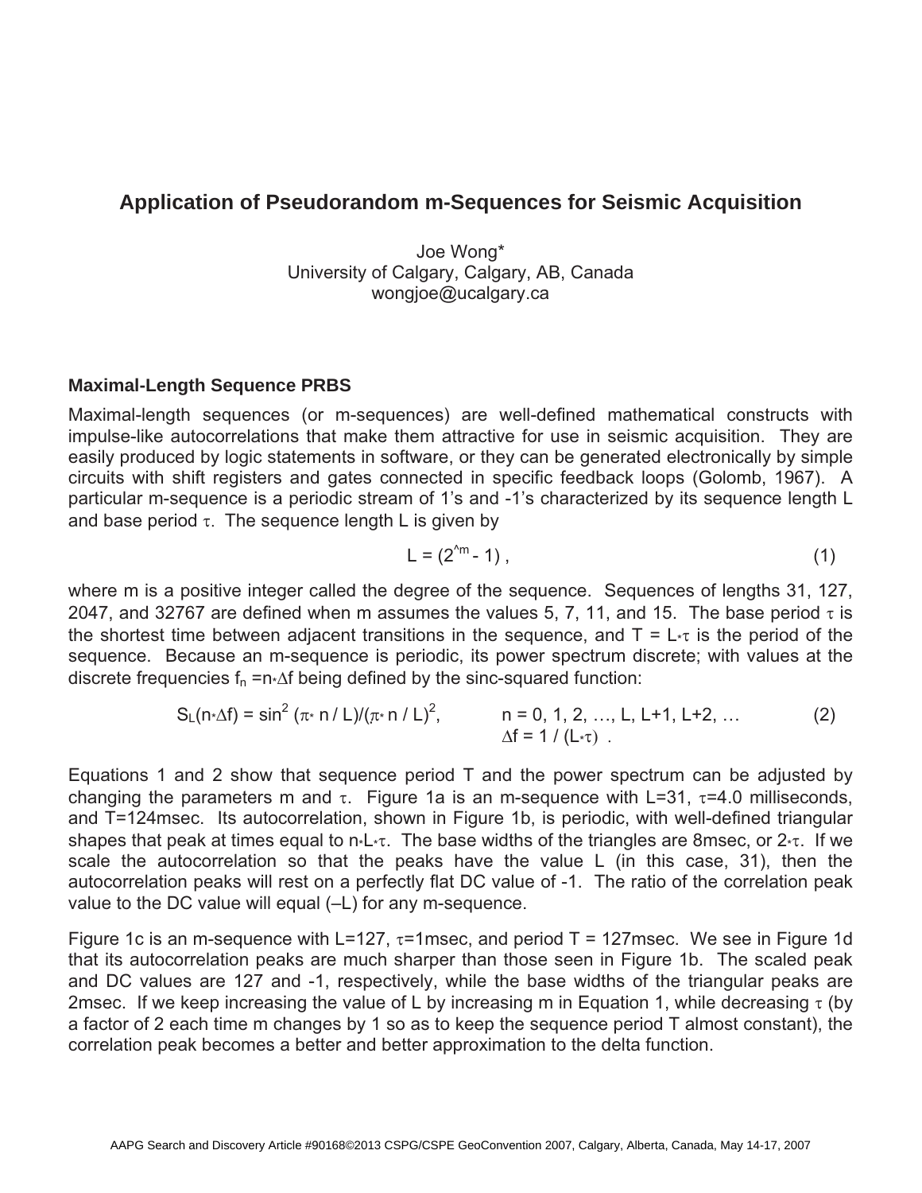# Application of Pseudorandom m-Sequences for Seismic Acquisition

Joe Wong*
University of Calgary, Calgary, AB, Canada
wongjoe@ucalgary.ca

## Maximal-Length Sequence PRBS

Maximal-length sequences (or m-sequences) are well-defined mathematical constructs with impulse-like autocorrelations that make them attractive for use in seismic acquisition. They are easily produced by logic statements in software, or they can be generated electronically by simple circuits with shift registers and gates connected in specific feedback loops (Golomb, 1967). A particular m-sequence is a periodic stream of 1's and -1's characterized by its sequence length L and base period $\tau$. The sequence length L is given by

$$L = (2^{m} - 1)\ , \tag{1}$$

where m is a positive integer called the degree of the sequence. Sequences of lengths 31, 127, 2047, and 32767 are defined when m assumes the values 5, 7, 11, and 15. The base period $\tau$ is the shortest time between adjacent transitions in the sequence, and $T = L*\tau$ is the period of the sequence. Because an m-sequence is periodic, its power spectrum discrete; with values at the discrete frequencies $f_n = n*\Delta f$ being defined by the sinc-squared function:

$$S_L(n*\Delta f) = \sin^2(\pi * n / L)/(\pi * n / L)^2, \qquad n = 0, 1, 2, \ldots, L, L+1, L+2, \ldots \quad \Delta f = 1 / (L*\tau)\ . \tag{2}$$

Equations 1 and 2 show that sequence period T and the power spectrum can be adjusted by changing the parameters m and $\tau$. Figure 1a is an m-sequence with L=31, $\tau$=4.0 milliseconds, and T=124msec. Its autocorrelation, shown in Figure 1b, is periodic, with well-defined triangular shapes that peak at times equal to $n*L*\tau$. The base widths of the triangles are 8msec, or $2*\tau$. If we scale the autocorrelation so that the peaks have the value L (in this case, 31), then the autocorrelation peaks will rest on a perfectly flat DC value of -1. The ratio of the correlation peak value to the DC value will equal (–L) for any m-sequence.

Figure 1c is an m-sequence with L=127, $\tau$=1msec, and period T = 127msec. We see in Figure 1d that its autocorrelation peaks are much sharper than those seen in Figure 1b. The scaled peak and DC values are 127 and -1, respectively, while the base widths of the triangular peaks are 2msec. If we keep increasing the value of L by increasing m in Equation 1, while decreasing $\tau$ (by a factor of 2 each time m changes by 1 so as to keep the sequence period T almost constant), the correlation peak becomes a better and better approximation to the delta function.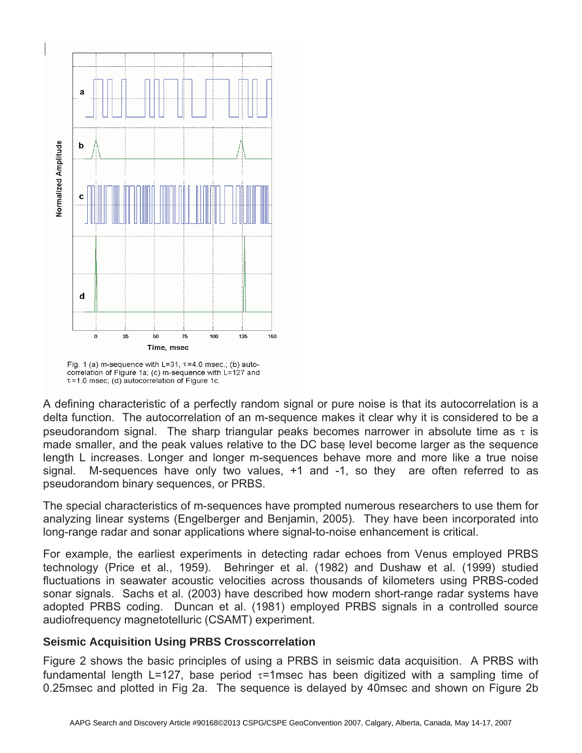Fig. 1 (a) m-sequence with L=31, $\tau$=4.0 msec.; (b) autocorrelation of Figure 1a; (c) m-sequence with L=127 and $\tau$=1.0 msec; (d) autocorrelation of Figure 1c.

A defining characteristic of a perfectly random signal or pure noise is that its autocorrelation is a delta function. The autocorrelation of an m-sequence makes it clear why it is considered to be a pseudorandom signal. The sharp triangular peaks becomes narrower in absolute time as $\tau$ is made smaller, and the peak values relative to the DC base level become larger as the sequence length L increases. Longer and longer m-sequences behave more and more like a true noise signal. M-sequences have only two values, +1 and -1, so they are often referred to as pseudorandom binary sequences, or PRBS.

The special characteristics of m-sequences have prompted numerous researchers to use them for analyzing linear systems (Engelberger and Benjamin, 2005). They have been incorporated into long-range radar and sonar applications where signal-to-noise enhancement is critical.

For example, the earliest experiments in detecting radar echoes from Venus employed PRBS technology (Price et al., 1959). Behringer et al. (1982) and Dushaw et al. (1999) studied fluctuations in seawater acoustic velocities across thousands of kilometers using PRBS-coded sonar signals. Sachs et al. (2003) have described how modern short-range radar systems have adopted PRBS coding. Duncan et al. (1981) employed PRBS signals in a controlled source audiofrequency magnetotelluric (CSAMT) experiment.

### Seismic Acquisition Using PRBS Crosscorrelation

Figure 2 shows the basic principles of using a PRBS in seismic data acquisition. A PRBS with fundamental length L=127, base period $\tau$=1msec has been digitized with a sampling time of 0.25msec and plotted in Fig 2a. The sequence is delayed by 40msec and shown on Figure 2b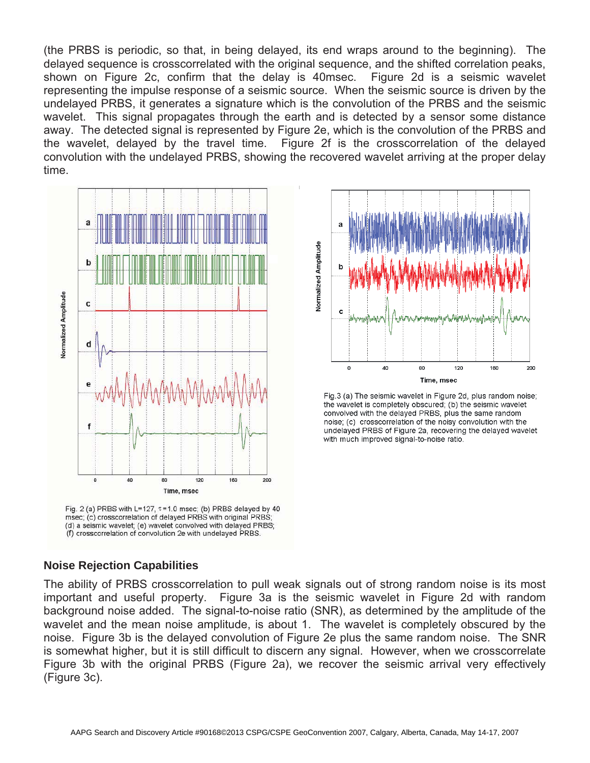(the PRBS is periodic, so that, in being delayed, its end wraps around to the beginning). The delayed sequence is crosscorrelated with the original sequence, and the shifted correlation peaks, shown on Figure 2c, confirm that the delay is 40msec. Figure 2d is a seismic wavelet representing the impulse response of a seismic source. When the seismic source is driven by the undelayed PRBS, it generates a signature which is the convolution of the PRBS and the seismic wavelet. This signal propagates through the earth and is detected by a sensor some distance away. The detected signal is represented by Figure 2e, which is the convolution of the PRBS and the wavelet, delayed by the travel time. Figure 2f is the crosscorrelation of the delayed convolution with the undelayed PRBS, showing the recovered wavelet arriving at the proper delay time.

Fig. 2 (a) PRBS with L=127, $\tau$=1.0 msec; (b) PRBS delayed by 40 msec; (c) crosscorrelation of delayed PRBS with original PRBS; (d) a seismic wavelet; (e) wavelet convolved with delayed PRBS; (f) crosscorrelation of convolution 2e with undelayed PRBS.

Fig.3 (a) The seismic wavelet in Figure 2d, plus random noise; the wavelet is completely obscured; (b) the seismic wavelet convolved with the delayed PRBS, plus the same random noise; (c) crosscorrelation of the noisy convolution with the undelayed PRBS of Figure 2a, recovering the delayed wavelet with much improved signal-to-noise ratio.

### Noise Rejection Capabilities

The ability of PRBS crosscorrelation to pull weak signals out of strong random noise is its most important and useful property. Figure 3a is the seismic wavelet in Figure 2d with random background noise added. The signal-to-noise ratio (SNR), as determined by the amplitude of the wavelet and the mean noise amplitude, is about 1. The wavelet is completely obscured by the noise. Figure 3b is the delayed convolution of Figure 2e plus the same random noise. The SNR is somewhat higher, but it is still difficult to discern any signal. However, when we crosscorrelate Figure 3b with the original PRBS (Figure 2a), we recover the seismic arrival very effectively (Figure 3c).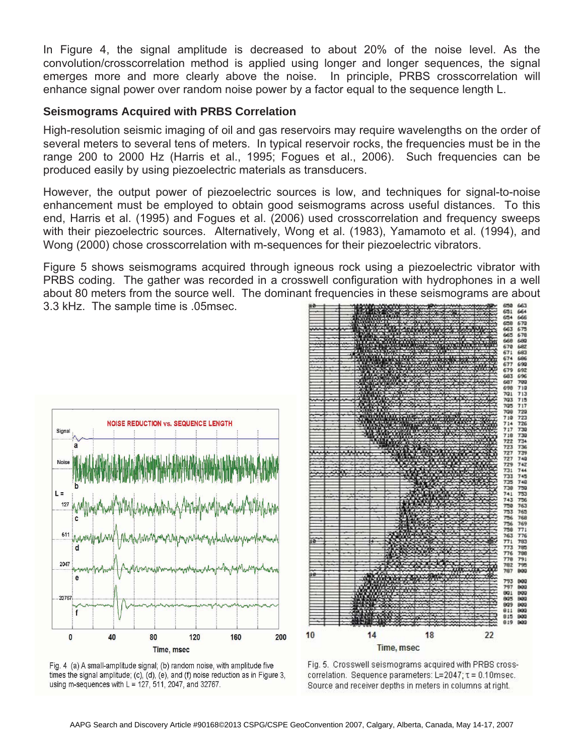In Figure 4, the signal amplitude is decreased to about 20% of the noise level. As the convolution/crosscorrelation method is applied using longer and longer sequences, the signal emerges more and more clearly above the noise. In principle, PRBS crosscorrelation will enhance signal power over random noise power by a factor equal to the sequence length L.

## Seismograms Acquired with PRBS Correlation

High-resolution seismic imaging of oil and gas reservoirs may require wavelengths on the order of several meters to several tens of meters. In typical reservoir rocks, the frequencies must be in the range 200 to 2000 Hz (Harris et al., 1995; Fogues et al., 2006). Such frequencies can be produced easily by using piezoelectric materials as transducers.

However, the output power of piezoelectric sources is low, and techniques for signal-to-noise enhancement must be employed to obtain good seismograms across useful distances. To this end, Harris et al. (1995) and Fogues et al. (2006) used crosscorrelation and frequency sweeps with their piezoelectric sources. Alternatively, Wong et al. (1983), Yamamoto et al. (1994), and Wong (2000) chose crosscorrelation with m-sequences for their piezoelectric vibrators.

Figure 5 shows seismograms acquired through igneous rock using a piezoelectric vibrator with PRBS coding. The gather was recorded in a crosswell configuration with hydrophones in a well about 80 meters from the source well. The dominant frequencies in these seismograms are about 3.3 kHz. The sample time is .05msec.

Fig. 4 (a) A small-amplitude signal; (b) random noise, with amplitude five times the signal amplitude; (c), (d), (e), and (f) noise reduction as in Figure 3, using m-sequences with L = 127, 511, 2047, and 32767.

Fig. 5. Crosswell seismograms acquired with PRBS cross-correlation. Sequence parameters: L=2047; $\tau$ = 0.10msec. Source and receiver depths in meters in columns at right.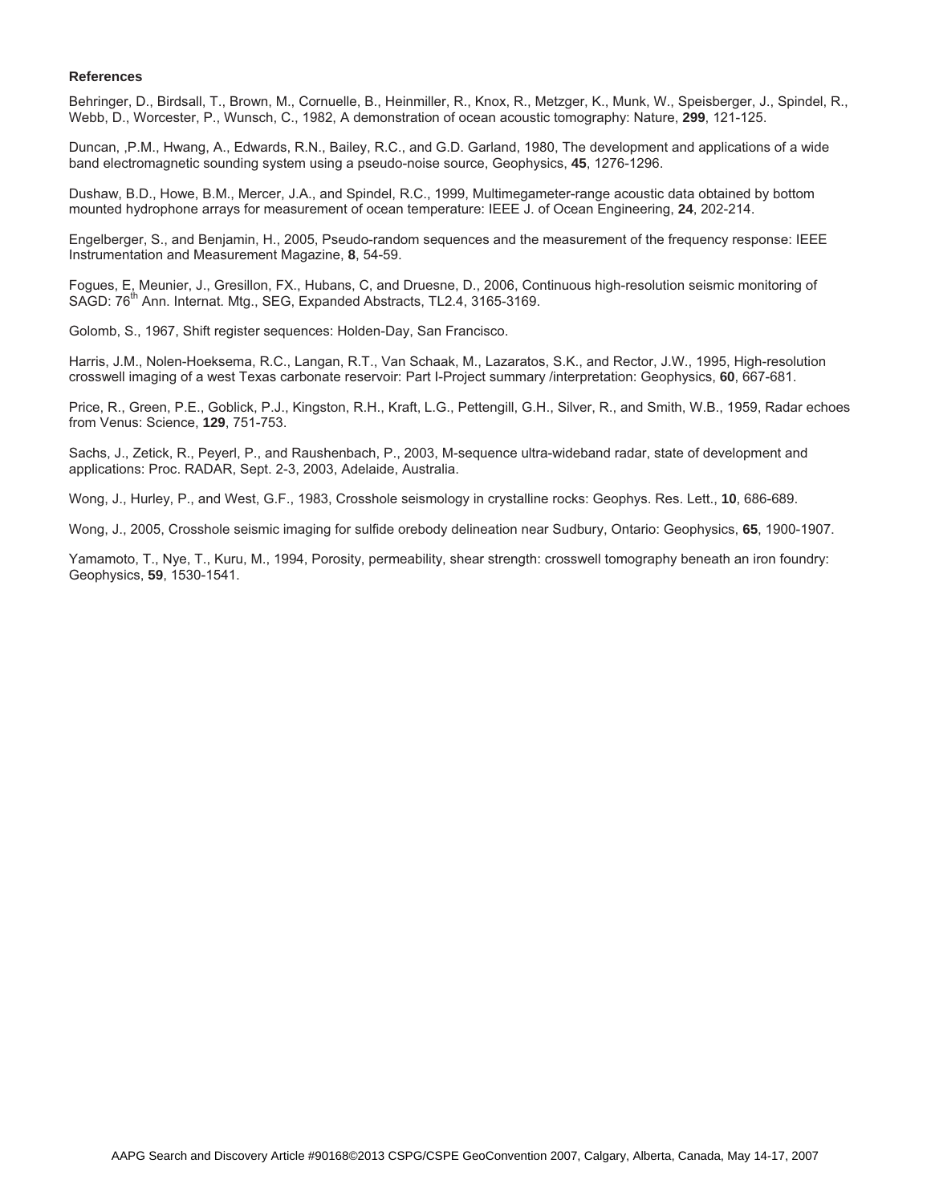**References**

Behringer, D., Birdsall, T., Brown, M., Cornuelle, B., Heinmiller, R., Knox, R., Metzger, K., Munk, W., Speisberger, J., Spindel, R., Webb, D., Worcester, P., Wunsch, C., 1982, A demonstration of ocean acoustic tomography: Nature, **299**, 121-125.

Duncan, ,P.M., Hwang, A., Edwards, R.N., Bailey, R.C., and G.D. Garland, 1980, The development and applications of a wide band electromagnetic sounding system using a pseudo-noise source, Geophysics, **45**, 1276-1296.

Dushaw, B.D., Howe, B.M., Mercer, J.A., and Spindel, R.C., 1999, Multimegameter-range acoustic data obtained by bottom mounted hydrophone arrays for measurement of ocean temperature: IEEE J. of Ocean Engineering, **24**, 202-214.

Engelberger, S., and Benjamin, H., 2005, Pseudo-random sequences and the measurement of the frequency response: IEEE Instrumentation and Measurement Magazine, **8**, 54-59.

Fogues, E, Meunier, J., Gresillon, FX., Hubans, C, and Druesne, D., 2006, Continuous high-resolution seismic monitoring of SAGD: 76th Ann. Internat. Mtg., SEG, Expanded Abstracts, TL2.4, 3165-3169.

Golomb, S., 1967, Shift register sequences: Holden-Day, San Francisco.

Harris, J.M., Nolen-Hoeksema, R.C., Langan, R.T., Van Schaak, M., Lazaratos, S.K., and Rector, J.W., 1995, High-resolution crosswell imaging of a west Texas carbonate reservoir: Part I-Project summary /interpretation: Geophysics, **60**, 667-681.

Price, R., Green, P.E., Goblick, P.J., Kingston, R.H., Kraft, L.G., Pettengill, G.H., Silver, R., and Smith, W.B., 1959, Radar echoes from Venus: Science, **129**, 751-753.

Sachs, J., Zetick, R., Peyerl, P., and Raushenbach, P., 2003, M-sequence ultra-wideband radar, state of development and applications: Proc. RADAR, Sept. 2-3, 2003, Adelaide, Australia.

Wong, J., Hurley, P., and West, G.F., 1983, Crosshole seismology in crystalline rocks: Geophys. Res. Lett., **10**, 686-689.

Wong, J., 2005, Crosshole seismic imaging for sulfide orebody delineation near Sudbury, Ontario: Geophysics, **65**, 1900-1907.

Yamamoto, T., Nye, T., Kuru, M., 1994, Porosity, permeability, shear strength: crosswell tomography beneath an iron foundry: Geophysics, **59**, 1530-1541.